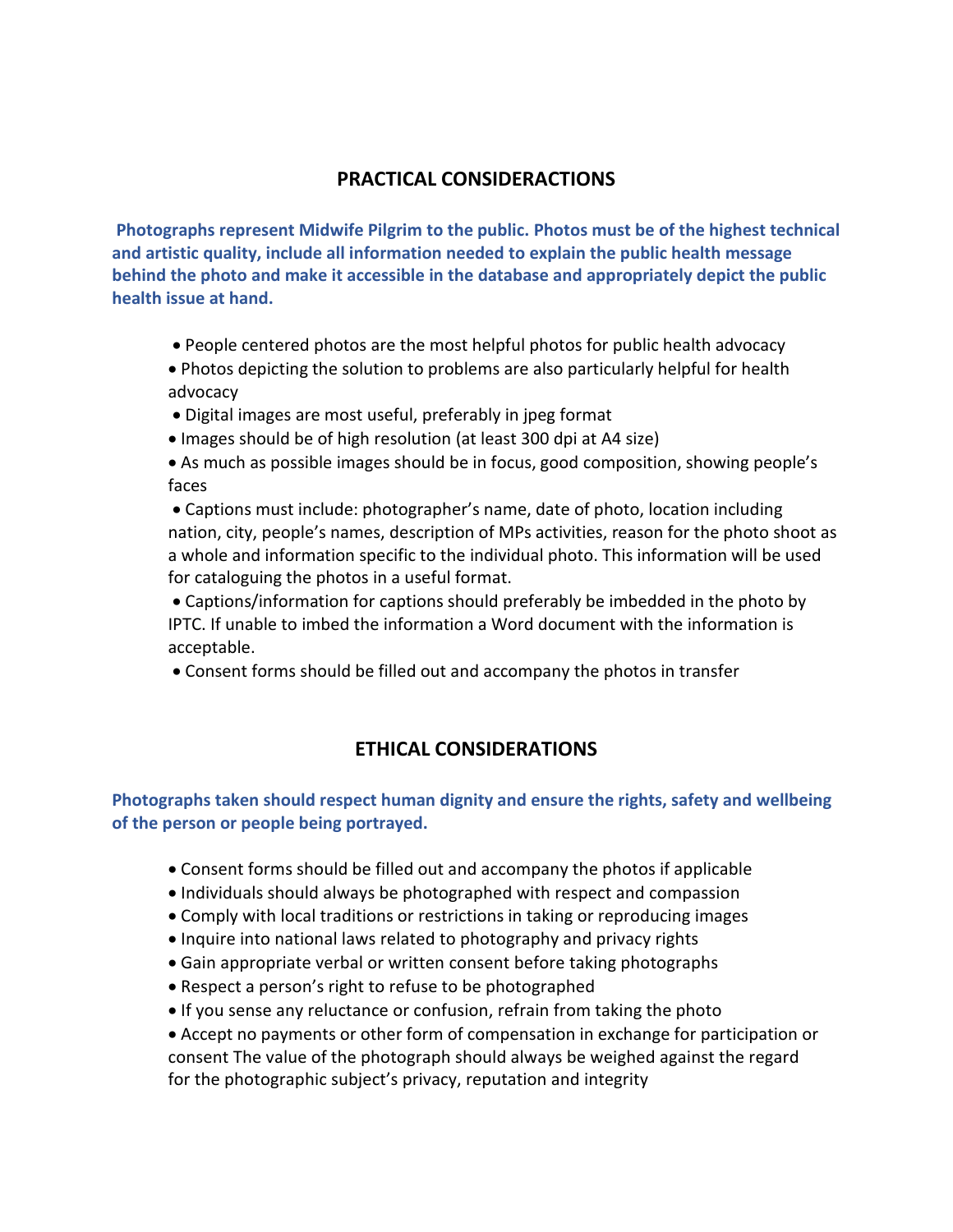## PRACTICAL CONSIDERACTIONS

**Photographs represent Midwife Pilgrim to the public. Photos must be of the highest technical and artistic quality, include all information needed to explain the public health message behind the photo and make it accessible in the database and appropriately depict the public health issue at hand.**

- People centered photos are the most helpful photos for public health advocacy
- Photos depicting the solution to problems are also particularly helpful for health advocacy
- Digital images are most useful, preferably in jpeg format
- Images should be of high resolution (at least 300 dpi at A4 size)
- As much as possible images should be in focus, good composition, showing people's faces
- Captions must include: photographer's name, date of photo, location including nation, city, people's names, description of MPs activities, reason for the photo shoot as a whole and information specific to the individual photo. This information will be used for cataloguing the photos in a useful format.
- Captions/information for captions should preferably be imbedded in the photo by IPTC. If unable to imbed the information a Word document with the information is acceptable.
- Consent forms should be filled out and accompany the photos in transfer

## ETHICAL CONSIDERATIONS

**Photographs taken should respect human dignity and ensure the rights, safety and wellbeing of the person or people being portrayed.**

- Consent forms should be filled out and accompany the photos if applicable
- Individuals should always be photographed with respect and compassion
- Comply with local traditions or restrictions in taking or reproducing images
- Inquire into national laws related to photography and privacy rights
- Gain appropriate verbal or written consent before taking photographs
- Respect a person's right to refuse to be photographed
- If you sense any reluctance or confusion, refrain from taking the photo
- Accept no payments or other form of compensation in exchange for participation or consent The value of the photograph should always be weighed against the regard for the photographic subject's privacy, reputation and integrity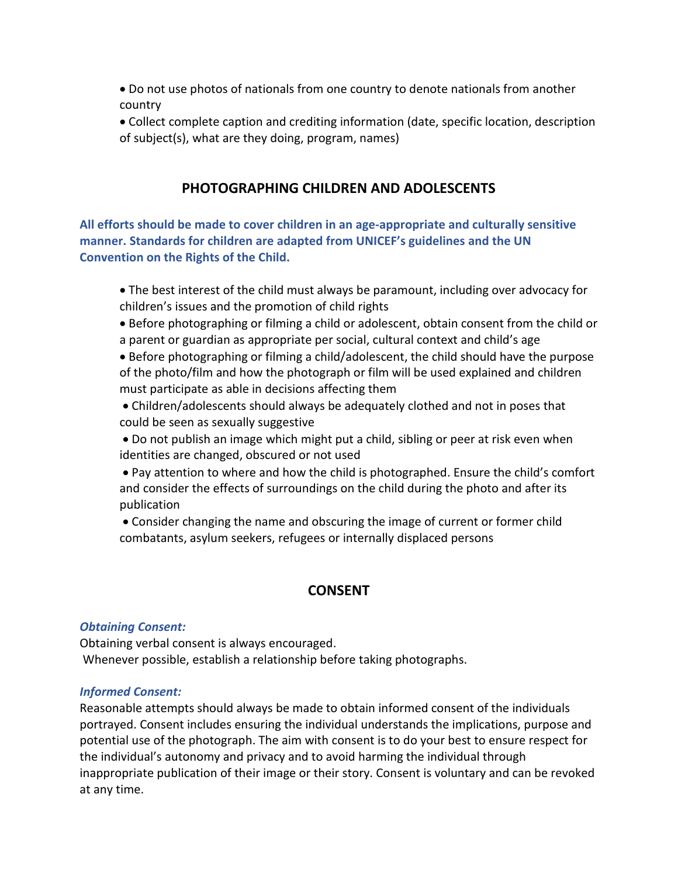- Do not use photos of nationals from one country to denote nationals from another country
- Collect complete caption and crediting information (date, specific location, description of subject(s), what are they doing, program, names)

## PHOTOGRAPHING CHILDREN AND ADOLESCENTS

**All efforts should be made to cover children in an age-appropriate and culturally sensitive manner. Standards for children are adapted from UNICEF's guidelines and the UN Convention on the Rights of the Child.**

- The best interest of the child must always be paramount, including over advocacy for children's issues and the promotion of child rights
- Before photographing or filming a child or adolescent, obtain consent from the child or a parent or guardian as appropriate per social, cultural context and child's age
- Before photographing or filming a child/adolescent, the child should have the purpose of the photo/film and how the photograph or film will be used explained and children must participate as able in decisions affecting them
- Children/adolescents should always be adequately clothed and not in poses that could be seen as sexually suggestive
- Do not publish an image which might put a child, sibling or peer at risk even when identities are changed, obscured or not used
- Pay attention to where and how the child is photographed. Ensure the child's comfort and consider the effects of surroundings on the child during the photo and after its publication
- Consider changing the name and obscuring the image of current or former child combatants, asylum seekers, refugees or internally displaced persons

## CONSENT

***Obtaining Consent:***

Obtaining verbal consent is always encouraged.
Whenever possible, establish a relationship before taking photographs.

***Informed Consent:***

Reasonable attempts should always be made to obtain informed consent of the individuals portrayed. Consent includes ensuring the individual understands the implications, purpose and potential use of the photograph. The aim with consent is to do your best to ensure respect for the individual's autonomy and privacy and to avoid harming the individual through inappropriate publication of their image or their story. Consent is voluntary and can be revoked at any time.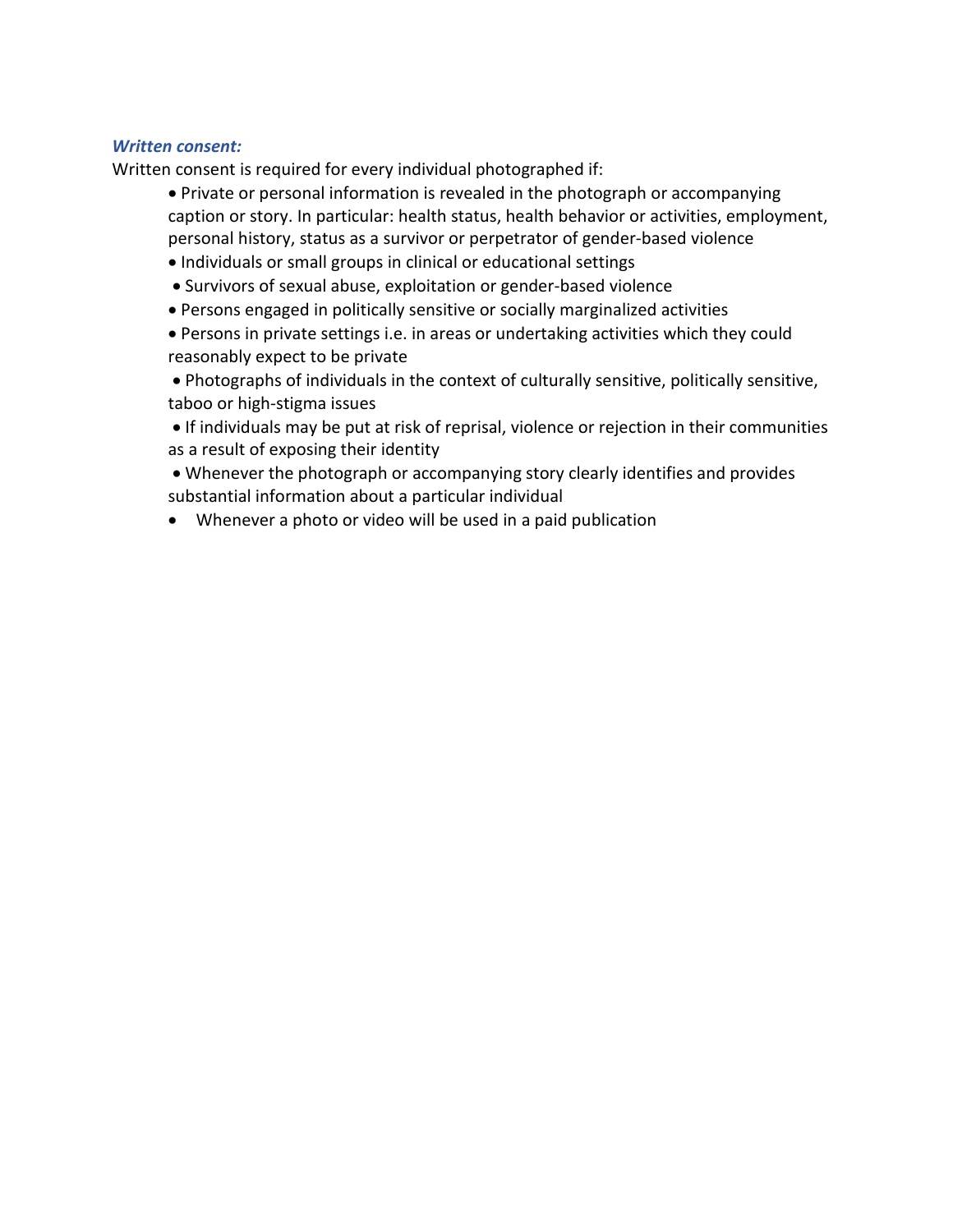***Written consent:***

Written consent is required for every individual photographed if:

- Private or personal information is revealed in the photograph or accompanying caption or story. In particular: health status, health behavior or activities, employment, personal history, status as a survivor or perpetrator of gender-based violence
- Individuals or small groups in clinical or educational settings
- Survivors of sexual abuse, exploitation or gender-based violence
- Persons engaged in politically sensitive or socially marginalized activities
- Persons in private settings i.e. in areas or undertaking activities which they could reasonably expect to be private
- Photographs of individuals in the context of culturally sensitive, politically sensitive, taboo or high-stigma issues
- If individuals may be put at risk of reprisal, violence or rejection in their communities as a result of exposing their identity
- Whenever the photograph or accompanying story clearly identifies and provides substantial information about a particular individual
- Whenever a photo or video will be used in a paid publication